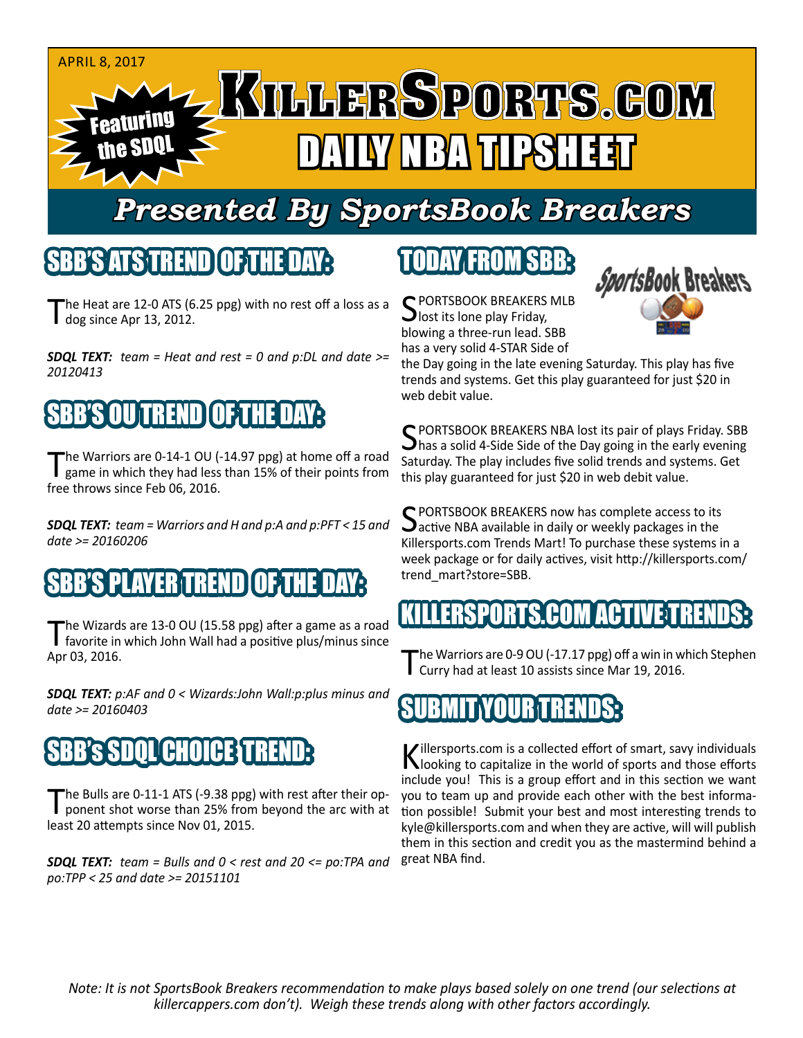APRIL 8, 2017

Featuring the SDQL

# KILLERSPORTS.COM

# DAILY NBA TIPSHEET

## *Presented By SportsBook Breakers*

## SBB'S ATS TREND OF THE DAY:

The Heat are 12-0 ATS (6.25 ppg) with no rest off a loss as a dog since Apr 13, 2012.

***SDQL TEXT:*** *team = Heat and rest = 0 and p:DL and date >= 20120413*

## SBB'S OU TREND OF THE DAY:

The Warriors are 0-14-1 OU (-14.97 ppg) at home off a road game in which they had less than 15% of their points from free throws since Feb 06, 2016.

***SDQL TEXT:*** *team = Warriors and H and p:A and p:PFT < 15 and date >= 20160206*

## SBB'S PLAYER TREND OF THE DAY:

The Wizards are 13-0 OU (15.58 ppg) after a game as a road favorite in which John Wall had a positive plus/minus since Apr 03, 2016.

***SDQL TEXT:*** *p:AF and 0 < Wizards:John Wall:p:plus minus and date >= 20160403*

## SBB's SDQL CHOICE TREND:

The Bulls are 0-11-1 ATS (-9.38 ppg) with rest after their opponent shot worse than 25% from beyond the arc with at least 20 attempts since Nov 01, 2015.

***SDQL TEXT:*** *team = Bulls and 0 < rest and 20 <= po:TPA and po:TPP < 25 and date >= 20151101*

## TODAY FROM SBB:

SportsBook Breakers

SPORTSBOOK BREAKERS MLB lost its lone play Friday, blowing a three-run lead. SBB has a very solid 4-STAR Side of the Day going in the late evening Saturday. This play has five trends and systems. Get this play guaranteed for just $20 in web debit value.

SPORTSBOOK BREAKERS NBA lost its pair of plays Friday. SBB has a solid 4-Side Side of the Day going in the early evening Saturday. The play includes five solid trends and systems. Get this play guaranteed for just $20 in web debit value.

SPORTSBOOK BREAKERS now has complete access to its active NBA available in daily or weekly packages in the Killersports.com Trends Mart! To purchase these systems in a week package or for daily actives, visit http://killersports.com/trend_mart?store=SBB.

## KILLERSPORTS.COM ACTIVE TRENDS:

The Warriors are 0-9 OU (-17.17 ppg) off a win in which Stephen Curry had at least 10 assists since Mar 19, 2016.

## SUBMIT YOUR TRENDS:

Killersports.com is a collected effort of smart, savy individuals looking to capitalize in the world of sports and those efforts include you! This is a group effort and in this section we want you to team up and provide each other with the best information possible! Submit your best and most interesting trends to kyle@killersports.com and when they are active, will will publish them in this section and credit you as the mastermind behind a great NBA find.

*Note: It is not SportsBook Breakers recommendation to make plays based solely on one trend (our selections at killercappers.com don't). Weigh these trends along with other factors accordingly.*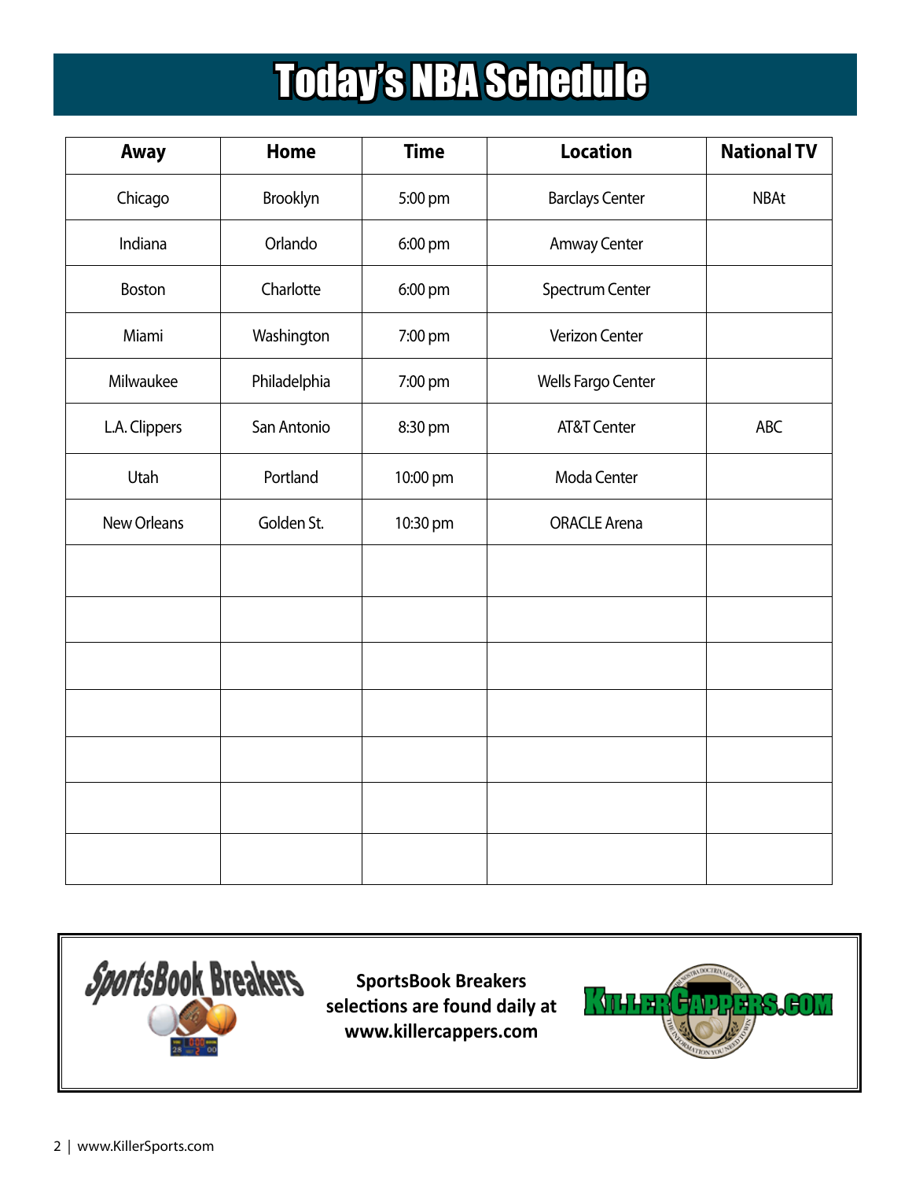# Today's NBA Schedule

| Away | Home | Time | Location | National TV |
|---|---|---|---|---|
| Chicago | Brooklyn | 5:00 pm | Barclays Center | NBAt |
| Indiana | Orlando | 6:00 pm | Amway Center | |
| Boston | Charlotte | 6:00 pm | Spectrum Center | |
| Miami | Washington | 7:00 pm | Verizon Center | |
| Milwaukee | Philadelphia | 7:00 pm | Wells Fargo Center | |
| L.A. Clippers | San Antonio | 8:30 pm | AT&T Center | ABC |
| Utah | Portland | 10:00 pm | Moda Center | |
| New Orleans | Golden St. | 10:30 pm | ORACLE Arena | |
| | | | | |
| | | | | |
| | | | | |
| | | | | |
| | | | | |
| | | | | |
| | | | | |

SportsBook Breakers

**SportsBook Breakers selections are found daily at www.killercappers.com**

KILLERCAPPERS.COM